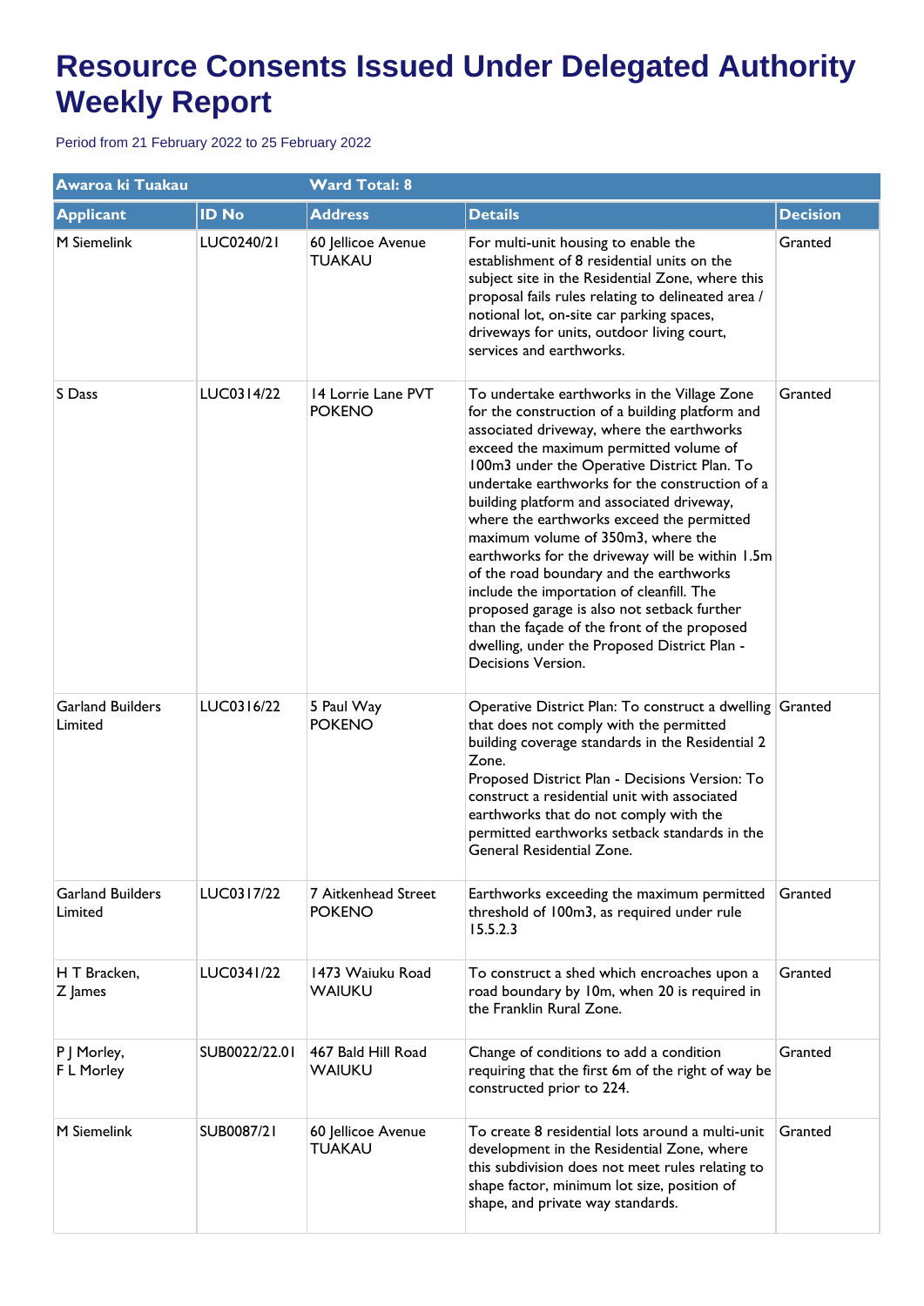# Resource Consents Issued Under Delegated Authority Weekly Report

Period from 21 February 2022 to 25 February 2022

| Awaroa ki Tuakau | | Ward Total: 8 | | |
|---|---|---|---|---|
| **Applicant** | **ID No** | **Address** | **Details** | **Decision** |
| M Siemelink | LUC0240/21 | 60 Jellicoe Avenue TUAKAU | For multi-unit housing to enable the establishment of 8 residential units on the subject site in the Residential Zone, where this proposal fails rules relating to delineated area / notional lot, on-site car parking spaces, driveways for units, outdoor living court, services and earthworks. | Granted |
| S Dass | LUC0314/22 | 14 Lorrie Lane PVT POKENO | To undertake earthworks in the Village Zone for the construction of a building platform and associated driveway, where the earthworks exceed the maximum permitted volume of 100m3 under the Operative District Plan. To undertake earthworks for the construction of a building platform and associated driveway, where the earthworks exceed the permitted maximum volume of 350m3, where the earthworks for the driveway will be within 1.5m of the road boundary and the earthworks include the importation of cleanfill. The proposed garage is also not setback further than the façade of the front of the proposed dwelling, under the Proposed District Plan - Decisions Version. | Granted |
| Garland Builders Limited | LUC0316/22 | 5 Paul Way POKENO | Operative District Plan: To construct a dwelling that does not comply with the permitted building coverage standards in the Residential 2 Zone.<br>Proposed District Plan - Decisions Version: To construct a residential unit with associated earthworks that do not comply with the permitted earthworks setback standards in the General Residential Zone. | Granted |
| Garland Builders Limited | LUC0317/22 | 7 Aitkenhead Street POKENO | Earthworks exceeding the maximum permitted threshold of 100m3, as required under rule 15.5.2.3 | Granted |
| H T Bracken, Z James | LUC0341/22 | 1473 Waiuku Road WAIUKU | To construct a shed which encroaches upon a road boundary by 10m, when 20 is required in the Franklin Rural Zone. | Granted |
| P J Morley, F L Morley | SUB0022/22.01 | 467 Bald Hill Road WAIUKU | Change of conditions to add a condition requiring that the first 6m of the right of way be constructed prior to 224. | Granted |
| M Siemelink | SUB0087/21 | 60 Jellicoe Avenue TUAKAU | To create 8 residential lots around a multi-unit development in the Residential Zone, where this subdivision does not meet rules relating to shape factor, minimum lot size, position of shape, and private way standards. | Granted |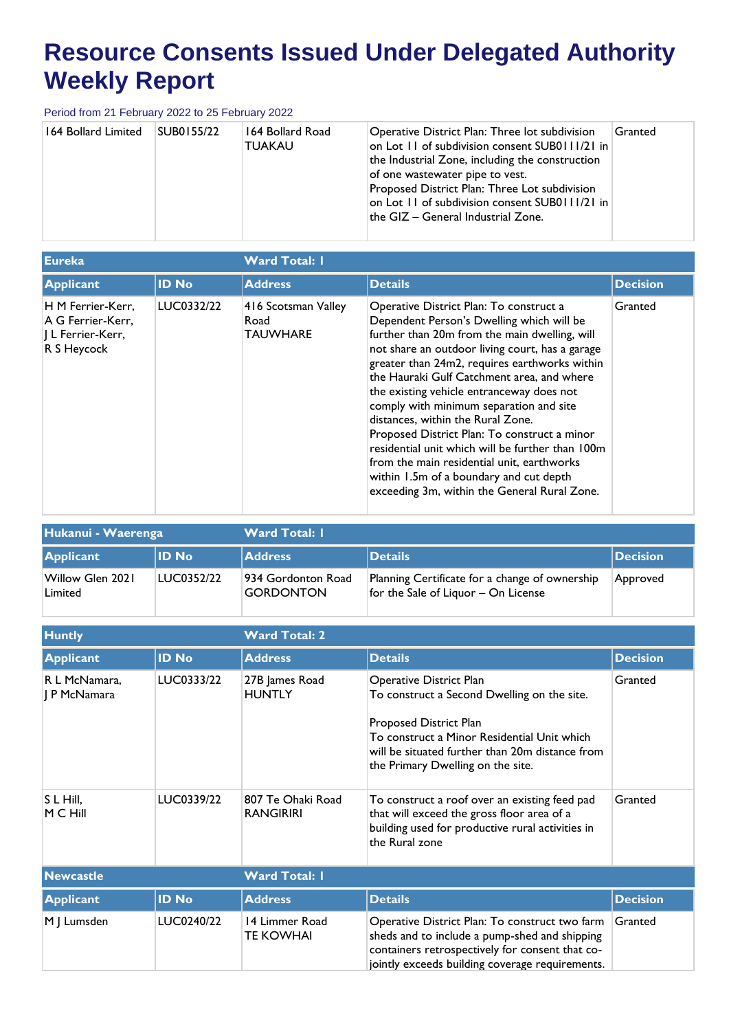# Resource Consents Issued Under Delegated Authority Weekly Report

Period from 21 February 2022 to 25 February 2022

| 164 Bollard Limited | SUB0155/22 | 164 Bollard Road TUAKAU | Operative District Plan: Three lot subdivision on Lot 11 of subdivision consent SUB0111/21 in the Industrial Zone, including the construction of one wastewater pipe to vest.<br>Proposed District Plan: Three Lot subdivision on Lot 11 of subdivision consent SUB0111/21 in the GIZ – General Industrial Zone. | Granted |
|---|---|---|---|---|

**Eureka** — Ward Total: 1

| Applicant | ID No | Address | Details | Decision |
|---|---|---|---|---|
| H M Ferrier-Kerr, A G Ferrier-Kerr, J L Ferrier-Kerr, R S Heycock | LUC0332/22 | 416 Scotsman Valley Road TAUWHARE | Operative District Plan: To construct a Dependent Person's Dwelling which will be further than 20m from the main dwelling, will not share an outdoor living court, has a garage greater than 24m2, requires earthworks within the Hauraki Gulf Catchment area, and where the existing vehicle entranceway does not comply with minimum separation and site distances, within the Rural Zone.<br>Proposed District Plan: To construct a minor residential unit which will be further than 100m from the main residential unit, earthworks within 1.5m of a boundary and cut depth exceeding 3m, within the General Rural Zone. | Granted |

**Hukanui - Waerenga** — Ward Total: 1

| Applicant | ID No | Address | Details | Decision |
|---|---|---|---|---|
| Willow Glen 2021 Limited | LUC0352/22 | 934 Gordonton Road GORDONTON | Planning Certificate for a change of ownership for the Sale of Liquor – On License | Approved |

**Huntly** — Ward Total: 2

| Applicant | ID No | Address | Details | Decision |
|---|---|---|---|---|
| R L McNamara, J P McNamara | LUC0333/22 | 27B James Road HUNTLY | Operative District Plan<br>To construct a Second Dwelling on the site.<br><br>Proposed District Plan<br>To construct a Minor Residential Unit which will be situated further than 20m distance from the Primary Dwelling on the site. | Granted |
| S L Hill, M C Hill | LUC0339/22 | 807 Te Ohaki Road RANGIRIRI | To construct a roof over an existing feed pad that will exceed the gross floor area of a building used for productive rural activities in the Rural zone | Granted |

**Newcastle** — Ward Total: 1

| Applicant | ID No | Address | Details | Decision |
|---|---|---|---|---|
| M J Lumsden | LUC0240/22 | 14 Limmer Road TE KOWHAI | Operative District Plan: To construct two farm sheds and to include a pump-shed and shipping containers retrospectively for consent that co-jointly exceeds building coverage requirements. | Granted |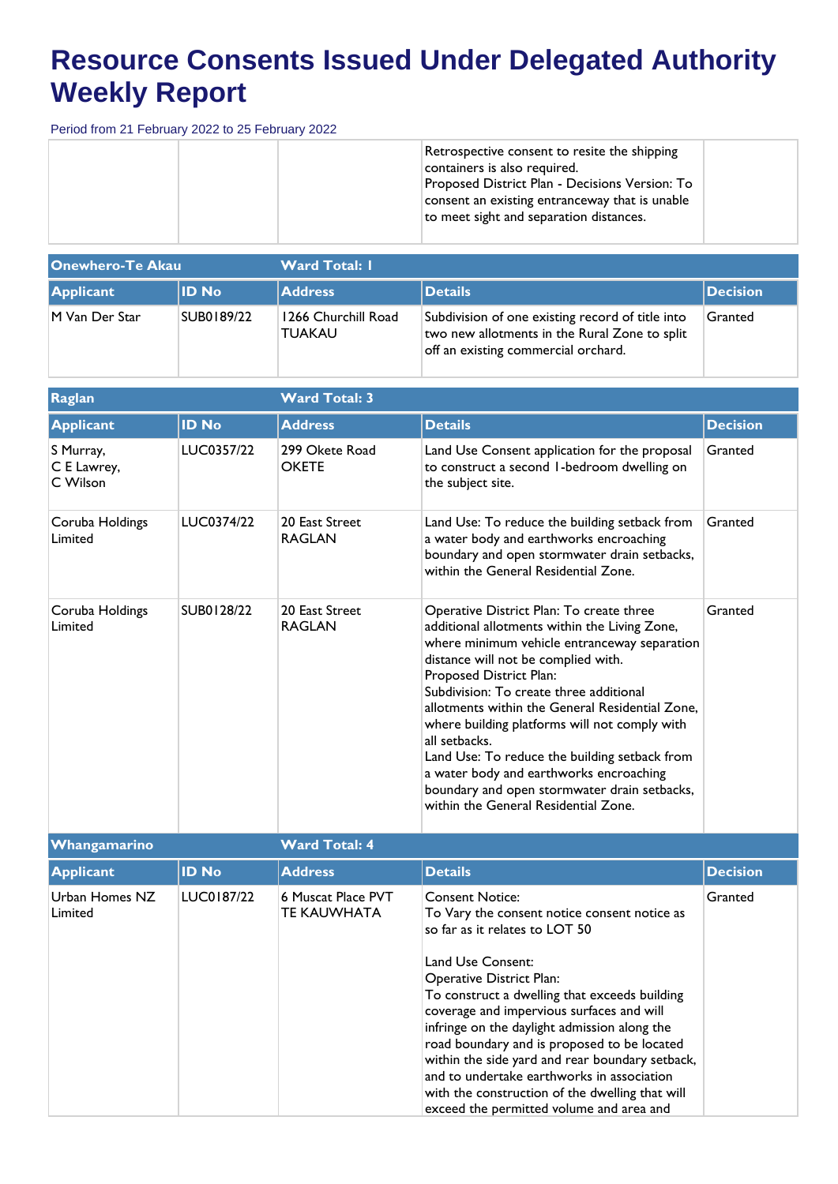# Resource Consents Issued Under Delegated Authority Weekly Report

Period from 21 February 2022 to 25 February 2022

| | | | | |
|---|---|---|---|---|
| | | | Retrospective consent to resite the shipping containers is also required.<br>Proposed District Plan - Decisions Version: To consent an existing entranceway that is unable to meet sight and separation distances. | |

| Onewhero-Te Akau | | Ward Total: 1 | | |
|---|---|---|---|---|
| **Applicant** | **ID No** | **Address** | **Details** | **Decision** |
| M Van Der Star | SUB0189/22 | 1266 Churchill Road TUAKAU | Subdivision of one existing record of title into two new allotments in the Rural Zone to split off an existing commercial orchard. | Granted |

| Raglan | | Ward Total: 3 | | |
|---|---|---|---|---|
| **Applicant** | **ID No** | **Address** | **Details** | **Decision** |
| S Murray,<br>C E Lawrey,<br>C Wilson | LUC0357/22 | 299 Okete Road OKETE | Land Use Consent application for the proposal to construct a second 1-bedroom dwelling on the subject site. | Granted |
| Coruba Holdings Limited | LUC0374/22 | 20 East Street RAGLAN | Land Use: To reduce the building setback from a water body and earthworks encroaching boundary and open stormwater drain setbacks, within the General Residential Zone. | Granted |
| Coruba Holdings Limited | SUB0128/22 | 20 East Street RAGLAN | Operative District Plan: To create three additional allotments within the Living Zone, where minimum vehicle entranceway separation distance will not be complied with.<br>Proposed District Plan:<br>Subdivision: To create three additional allotments within the General Residential Zone, where building platforms will not comply with all setbacks.<br>Land Use: To reduce the building setback from a water body and earthworks encroaching boundary and open stormwater drain setbacks, within the General Residential Zone. | Granted |

| Whangamarino | | Ward Total: 4 | | |
|---|---|---|---|---|
| **Applicant** | **ID No** | **Address** | **Details** | **Decision** |
| Urban Homes NZ Limited | LUC0187/22 | 6 Muscat Place PVT TE KAUWHATA | Consent Notice:<br>To Vary the consent notice consent notice as so far as it relates to LOT 50<br><br>Land Use Consent:<br>Operative District Plan:<br>To construct a dwelling that exceeds building coverage and impervious surfaces and will infringe on the daylight admission along the road boundary and is proposed to be located within the side yard and rear boundary setback, and to undertake earthworks in association with the construction of the dwelling that will exceed the permitted volume and area and | Granted |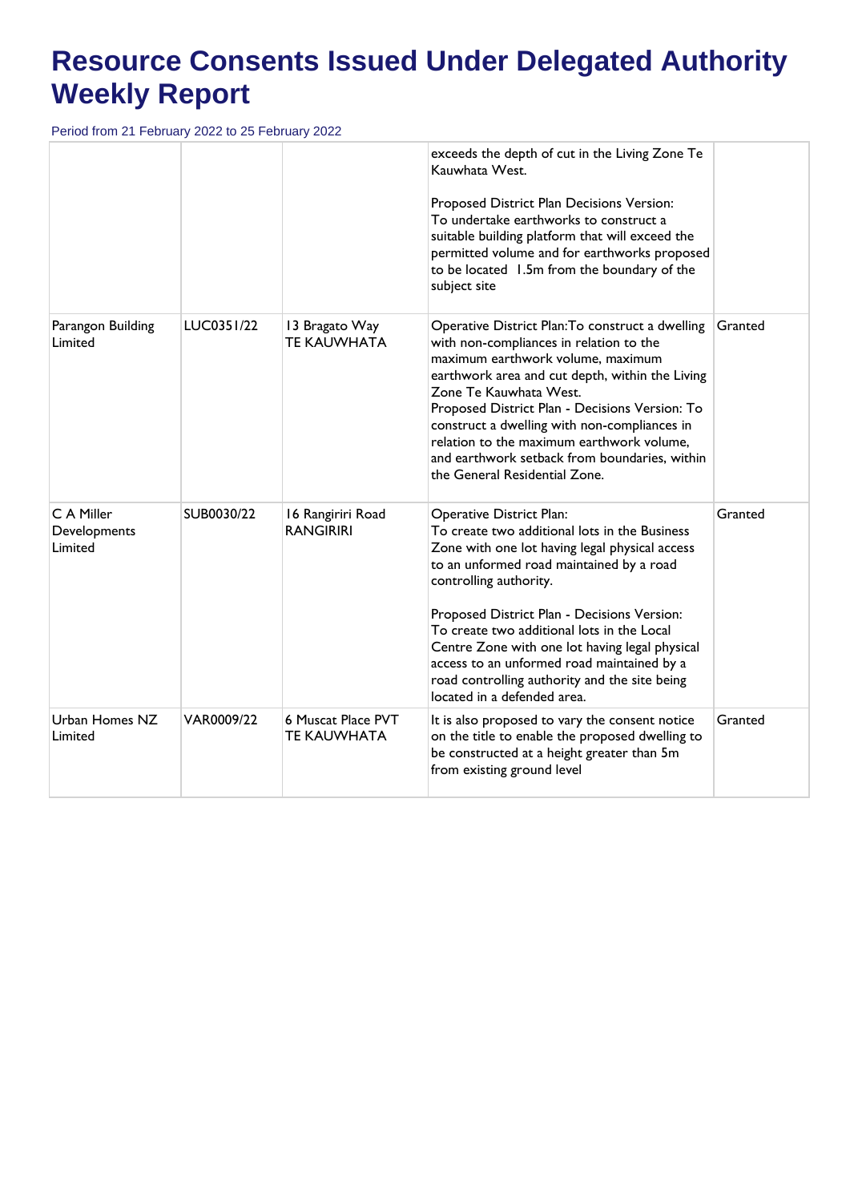# Resource Consents Issued Under Delegated Authority Weekly Report

Period from 21 February 2022 to 25 February 2022

| | | | | |
|---|---|---|---|---|
| | | | exceeds the depth of cut in the Living Zone Te Kauwhata West.<br><br>Proposed District Plan Decisions Version: To undertake earthworks to construct a suitable building platform that will exceed the permitted volume and for earthworks proposed to be located 1.5m from the boundary of the subject site | |
| Parangon Building Limited | LUC0351/22 | 13 Bragato Way TE KAUWHATA | Operative District Plan:To construct a dwelling with non-compliances in relation to the maximum earthwork volume, maximum earthwork area and cut depth, within the Living Zone Te Kauwhata West.<br>Proposed District Plan - Decisions Version: To construct a dwelling with non-compliances in relation to the maximum earthwork volume, and earthwork setback from boundaries, within the General Residential Zone. | Granted |
| C A Miller Developments Limited | SUB0030/22 | 16 Rangiriri Road RANGIRIRI | Operative District Plan:<br>To create two additional lots in the Business Zone with one lot having legal physical access to an unformed road maintained by a road controlling authority.<br><br>Proposed District Plan - Decisions Version: To create two additional lots in the Local Centre Zone with one lot having legal physical access to an unformed road maintained by a road controlling authority and the site being located in a defended area. | Granted |
| Urban Homes NZ Limited | VAR0009/22 | 6 Muscat Place PVT TE KAUWHATA | It is also proposed to vary the consent notice on the title to enable the proposed dwelling to be constructed at a height greater than 5m from existing ground level | Granted |